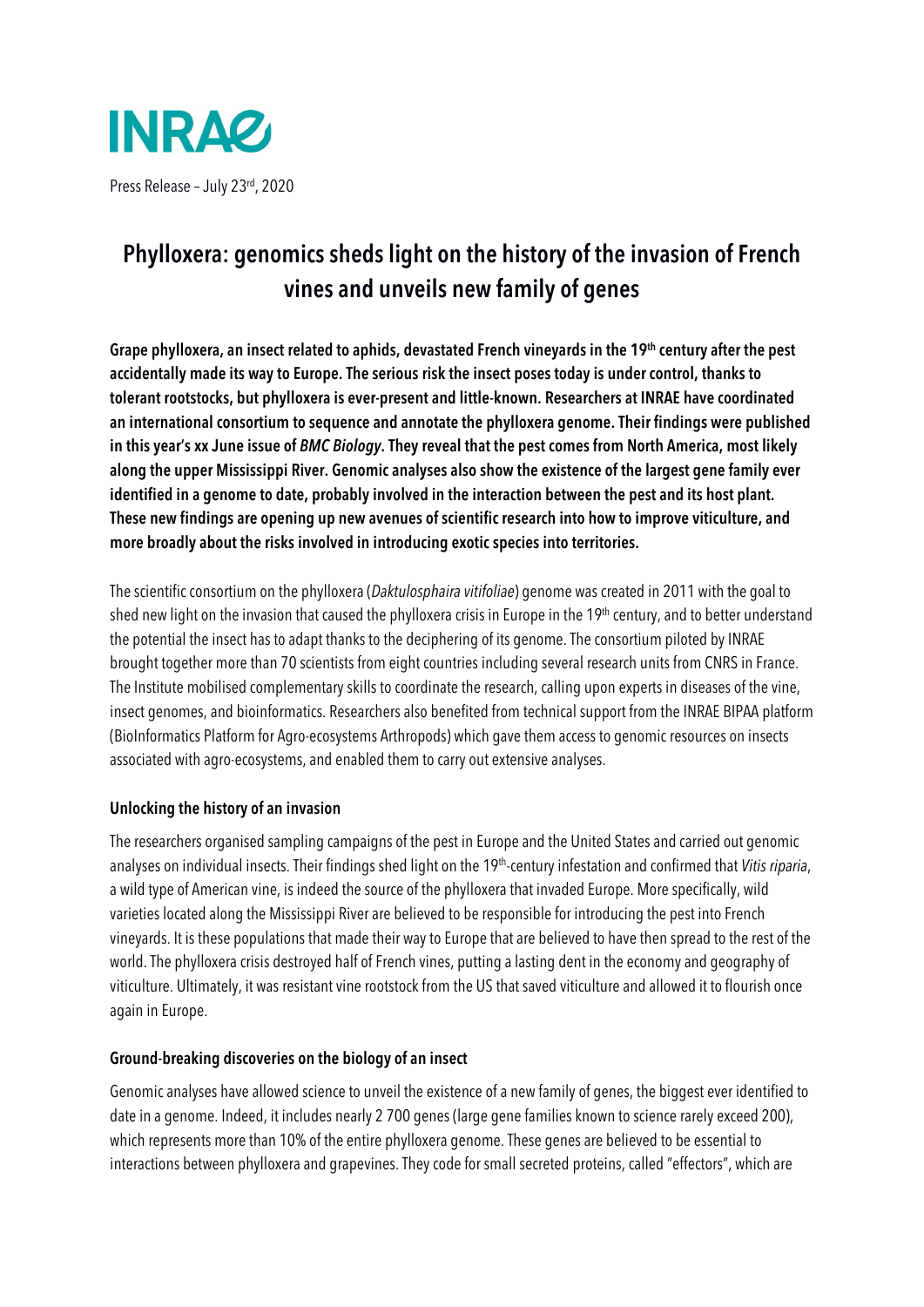**INRAE**

Press Release – July 23rd, 2020

# Phylloxera: genomics sheds light on the history of the invasion of French vines and unveils new family of genes

**Grape phylloxera, an insect related to aphids, devastated French vineyards in the 19th century after the pest accidentally made its way to Europe. The serious risk the insect poses today is under control, thanks to tolerant rootstocks, but phylloxera is ever-present and little-known. Researchers at INRAE have coordinated an international consortium to sequence and annotate the phylloxera genome. Their findings were published in this year's xx June issue of *BMC Biology*. They reveal that the pest comes from North America, most likely along the upper Mississippi River. Genomic analyses also show the existence of the largest gene family ever identified in a genome to date, probably involved in the interaction between the pest and its host plant. These new findings are opening up new avenues of scientific research into how to improve viticulture, and more broadly about the risks involved in introducing exotic species into territories.**

The scientific consortium on the phylloxera (*Daktulosphaira vitifoliae*) genome was created in 2011 with the goal to shed new light on the invasion that caused the phylloxera crisis in Europe in the 19th century, and to better understand the potential the insect has to adapt thanks to the deciphering of its genome. The consortium piloted by INRAE brought together more than 70 scientists from eight countries including several research units from CNRS in France. The Institute mobilised complementary skills to coordinate the research, calling upon experts in diseases of the vine, insect genomes, and bioinformatics. Researchers also benefited from technical support from the INRAE BIPAA platform (BioInformatics Platform for Agro-ecosystems Arthropods) which gave them access to genomic resources on insects associated with agro-ecosystems, and enabled them to carry out extensive analyses.

## Unlocking the history of an invasion

The researchers organised sampling campaigns of the pest in Europe and the United States and carried out genomic analyses on individual insects. Their findings shed light on the 19th-century infestation and confirmed that *Vitis riparia*, a wild type of American vine, is indeed the source of the phylloxera that invaded Europe. More specifically, wild varieties located along the Mississippi River are believed to be responsible for introducing the pest into French vineyards. It is these populations that made their way to Europe that are believed to have then spread to the rest of the world. The phylloxera crisis destroyed half of French vines, putting a lasting dent in the economy and geography of viticulture. Ultimately, it was resistant vine rootstock from the US that saved viticulture and allowed it to flourish once again in Europe.

## Ground-breaking discoveries on the biology of an insect

Genomic analyses have allowed science to unveil the existence of a new family of genes, the biggest ever identified to date in a genome. Indeed, it includes nearly 2 700 genes (large gene families known to science rarely exceed 200), which represents more than 10% of the entire phylloxera genome. These genes are believed to be essential to interactions between phylloxera and grapevines. They code for small secreted proteins, called "effectors", which are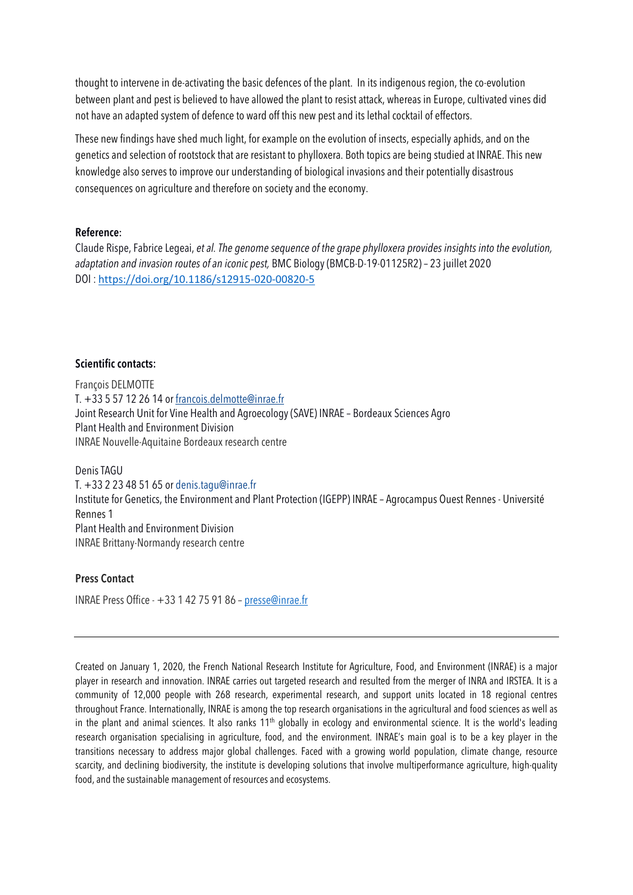thought to intervene in de-activating the basic defences of the plant. In its indigenous region, the co-evolution between plant and pest is believed to have allowed the plant to resist attack, whereas in Europe, cultivated vines did not have an adapted system of defence to ward off this new pest and its lethal cocktail of effectors.

These new findings have shed much light, for example on the evolution of insects, especially aphids, and on the genetics and selection of rootstock that are resistant to phylloxera. Both topics are being studied at INRAE. This new knowledge also serves to improve our understanding of biological invasions and their potentially disastrous consequences on agriculture and therefore on society and the economy.

**Reference**:

Claude Rispe, Fabrice Legeai, *et al. The genome sequence of the grape phylloxera provides insights into the evolution, adaptation and invasion routes of an iconic pest,* BMC Biology (BMCB-D-19-01125R2) – 23 juillet 2020
DOI : https://doi.org/10.1186/s12915-020-00820-5

**Scientific contacts:**

François DELMOTTE
T. +33 5 57 12 26 14 or francois.delmotte@inrae.fr
Joint Research Unit for Vine Health and Agroecology (SAVE) INRAE – Bordeaux Sciences Agro
Plant Health and Environment Division
INRAE Nouvelle-Aquitaine Bordeaux research centre

Denis TAGU
T. +33 2 23 48 51 65 or denis.tagu@inrae.fr
Institute for Genetics, the Environment and Plant Protection (IGEPP) INRAE – Agrocampus Ouest Rennes - Université Rennes 1
Plant Health and Environment Division
INRAE Brittany-Normandy research centre

**Press Contact**

INRAE Press Office - +33 1 42 75 91 86 – presse@inrae.fr

---

Created on January 1, 2020, the French National Research Institute for Agriculture, Food, and Environment (INRAE) is a major player in research and innovation. INRAE carries out targeted research and resulted from the merger of INRA and IRSTEA. It is a community of 12,000 people with 268 research, experimental research, and support units located in 18 regional centres throughout France. Internationally, INRAE is among the top research organisations in the agricultural and food sciences as well as in the plant and animal sciences. It also ranks 11th globally in ecology and environmental science. It is the world's leading research organisation specialising in agriculture, food, and the environment. INRAE's main goal is to be a key player in the transitions necessary to address major global challenges. Faced with a growing world population, climate change, resource scarcity, and declining biodiversity, the institute is developing solutions that involve multiperformance agriculture, high-quality food, and the sustainable management of resources and ecosystems.